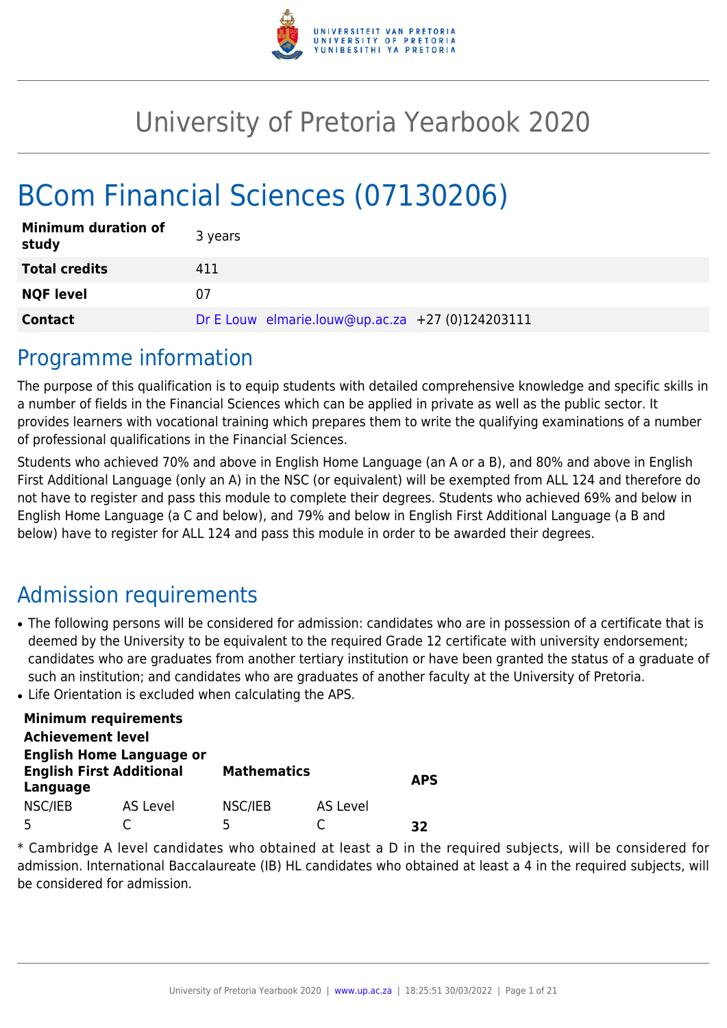# University of Pretoria Yearbook 2020

# BCom Financial Sciences (07130206)

| | |
|---|---|
| **Minimum duration of study** | 3 years |
| **Total credits** | 411 |
| **NQF level** | 07 |
| **Contact** | Dr E Louw elmarie.louw@up.ac.za +27 (0)124203111 |

## Programme information

The purpose of this qualification is to equip students with detailed comprehensive knowledge and specific skills in a number of fields in the Financial Sciences which can be applied in private as well as the public sector. It provides learners with vocational training which prepares them to write the qualifying examinations of a number of professional qualifications in the Financial Sciences.

Students who achieved 70% and above in English Home Language (an A or a B), and 80% and above in English First Additional Language (only an A) in the NSC (or equivalent) will be exempted from ALL 124 and therefore do not have to register and pass this module to complete their degrees. Students who achieved 69% and below in English Home Language (a C and below), and 79% and below in English First Additional Language (a B and below) have to register for ALL 124 and pass this module in order to be awarded their degrees.

## Admission requirements

- The following persons will be considered for admission: candidates who are in possession of a certificate that is deemed by the University to be equivalent to the required Grade 12 certificate with university endorsement; candidates who are graduates from another tertiary institution or have been granted the status of a graduate of such an institution; and candidates who are graduates of another faculty at the University of Pretoria.
- Life Orientation is excluded when calculating the APS.

| **Minimum requirements** | | | | |
|---|---|---|---|---|
| **Achievement level** | | | | |
| **English Home Language or English First Additional Language** | | **Mathematics** | | **APS** |
| NSC/IEB | AS Level | NSC/IEB | AS Level | |
| 5 | C | 5 | C | **32** |

* Cambridge A level candidates who obtained at least a D in the required subjects, will be considered for admission. International Baccalaureate (IB) HL candidates who obtained at least a 4 in the required subjects, will be considered for admission.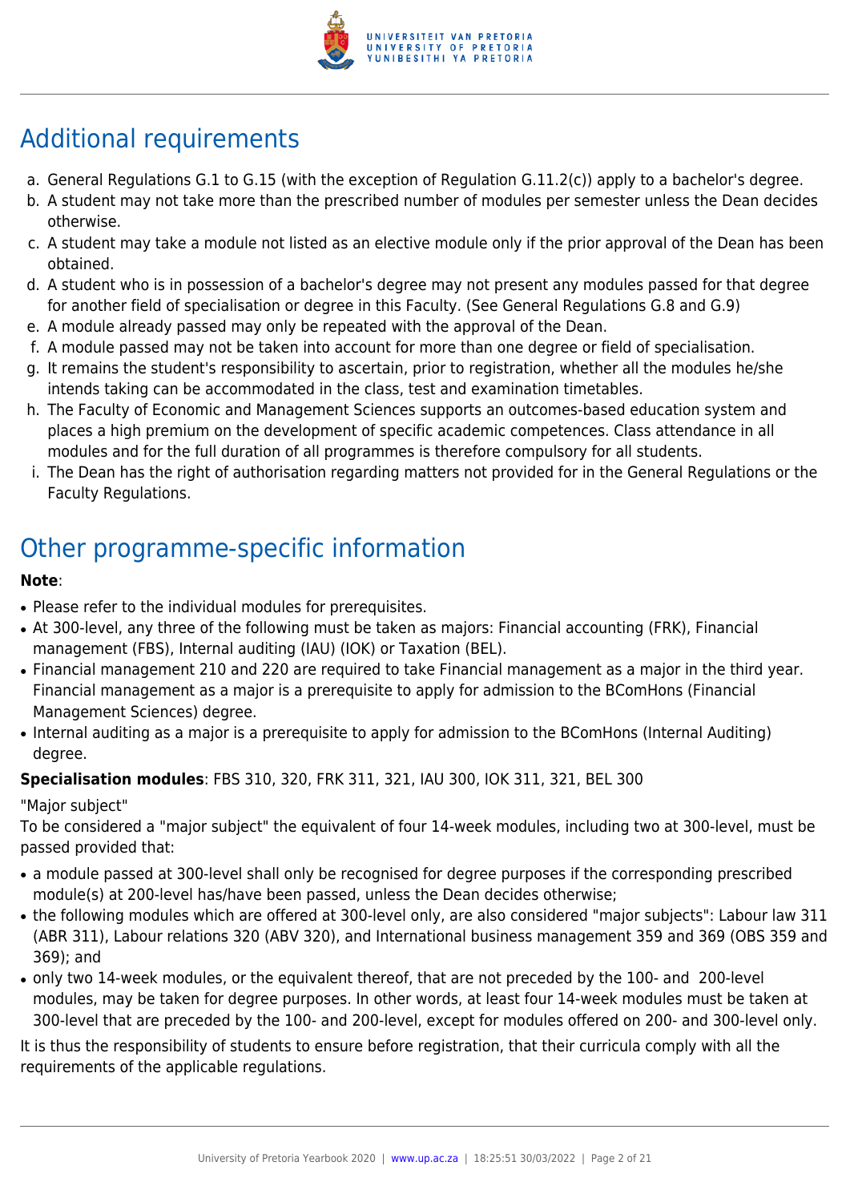## Additional requirements

a. General Regulations G.1 to G.15 (with the exception of Regulation G.11.2(c)) apply to a bachelor's degree.
b. A student may not take more than the prescribed number of modules per semester unless the Dean decides otherwise.
c. A student may take a module not listed as an elective module only if the prior approval of the Dean has been obtained.
d. A student who is in possession of a bachelor's degree may not present any modules passed for that degree for another field of specialisation or degree in this Faculty. (See General Regulations G.8 and G.9)
e. A module already passed may only be repeated with the approval of the Dean.
f. A module passed may not be taken into account for more than one degree or field of specialisation.
g. It remains the student's responsibility to ascertain, prior to registration, whether all the modules he/she intends taking can be accommodated in the class, test and examination timetables.
h. The Faculty of Economic and Management Sciences supports an outcomes-based education system and places a high premium on the development of specific academic competences. Class attendance in all modules and for the full duration of all programmes is therefore compulsory for all students.
i. The Dean has the right of authorisation regarding matters not provided for in the General Regulations or the Faculty Regulations.

## Other programme-specific information

**Note**:

- Please refer to the individual modules for prerequisites.
- At 300-level, any three of the following must be taken as majors: Financial accounting (FRK), Financial management (FBS), Internal auditing (IAU) (IOK) or Taxation (BEL).
- Financial management 210 and 220 are required to take Financial management as a major in the third year. Financial management as a major is a prerequisite to apply for admission to the BComHons (Financial Management Sciences) degree.
- Internal auditing as a major is a prerequisite to apply for admission to the BComHons (Internal Auditing) degree.

**Specialisation modules**: FBS 310, 320, FRK 311, 321, IAU 300, IOK 311, 321, BEL 300

"Major subject"

To be considered a "major subject" the equivalent of four 14-week modules, including two at 300-level, must be passed provided that:

- a module passed at 300-level shall only be recognised for degree purposes if the corresponding prescribed module(s) at 200-level has/have been passed, unless the Dean decides otherwise;
- the following modules which are offered at 300-level only, are also considered "major subjects": Labour law 311 (ABR 311), Labour relations 320 (ABV 320), and International business management 359 and 369 (OBS 359 and 369); and
- only two 14-week modules, or the equivalent thereof, that are not preceded by the 100- and 200-level modules, may be taken for degree purposes. In other words, at least four 14-week modules must be taken at 300-level that are preceded by the 100- and 200-level, except for modules offered on 200- and 300-level only.

It is thus the responsibility of students to ensure before registration, that their curricula comply with all the requirements of the applicable regulations.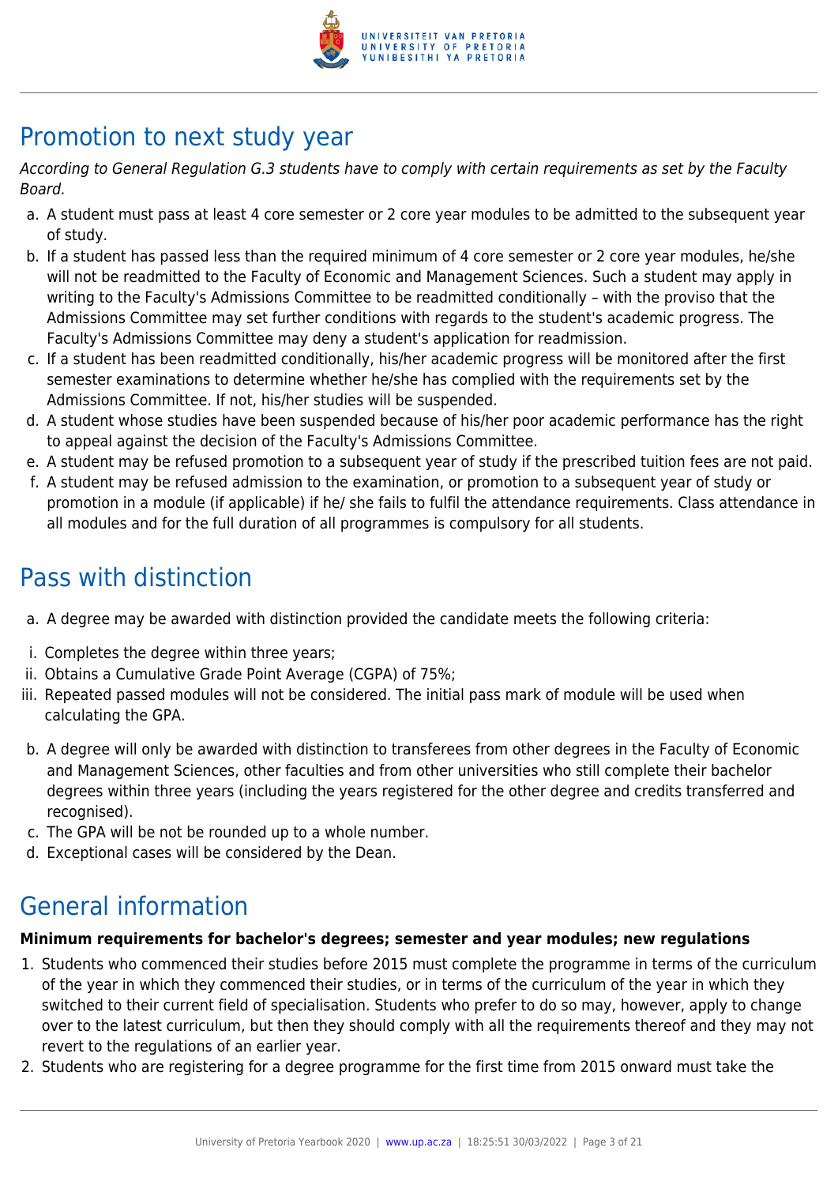## Promotion to next study year

*According to General Regulation G.3 students have to comply with certain requirements as set by the Faculty Board.*

a. A student must pass at least 4 core semester or 2 core year modules to be admitted to the subsequent year of study.
b. If a student has passed less than the required minimum of 4 core semester or 2 core year modules, he/she will not be readmitted to the Faculty of Economic and Management Sciences. Such a student may apply in writing to the Faculty's Admissions Committee to be readmitted conditionally – with the proviso that the Admissions Committee may set further conditions with regards to the student's academic progress. The Faculty's Admissions Committee may deny a student's application for readmission.
c. If a student has been readmitted conditionally, his/her academic progress will be monitored after the first semester examinations to determine whether he/she has complied with the requirements set by the Admissions Committee. If not, his/her studies will be suspended.
d. A student whose studies have been suspended because of his/her poor academic performance has the right to appeal against the decision of the Faculty's Admissions Committee.
e. A student may be refused promotion to a subsequent year of study if the prescribed tuition fees are not paid.
f. A student may be refused admission to the examination, or promotion to a subsequent year of study or promotion in a module (if applicable) if he/ she fails to fulfil the attendance requirements. Class attendance in all modules and for the full duration of all programmes is compulsory for all students.

## Pass with distinction

a. A degree may be awarded with distinction provided the candidate meets the following criteria:

i. Completes the degree within three years;
ii. Obtains a Cumulative Grade Point Average (CGPA) of 75%;
iii. Repeated passed modules will not be considered. The initial pass mark of module will be used when calculating the GPA.

b. A degree will only be awarded with distinction to transferees from other degrees in the Faculty of Economic and Management Sciences, other faculties and from other universities who still complete their bachelor degrees within three years (including the years registered for the other degree and credits transferred and recognised).
c. The GPA will be not be rounded up to a whole number.
d. Exceptional cases will be considered by the Dean.

## General information

**Minimum requirements for bachelor's degrees; semester and year modules; new regulations**

1. Students who commenced their studies before 2015 must complete the programme in terms of the curriculum of the year in which they commenced their studies, or in terms of the curriculum of the year in which they switched to their current field of specialisation. Students who prefer to do so may, however, apply to change over to the latest curriculum, but then they should comply with all the requirements thereof and they may not revert to the regulations of an earlier year.
2. Students who are registering for a degree programme for the first time from 2015 onward must take the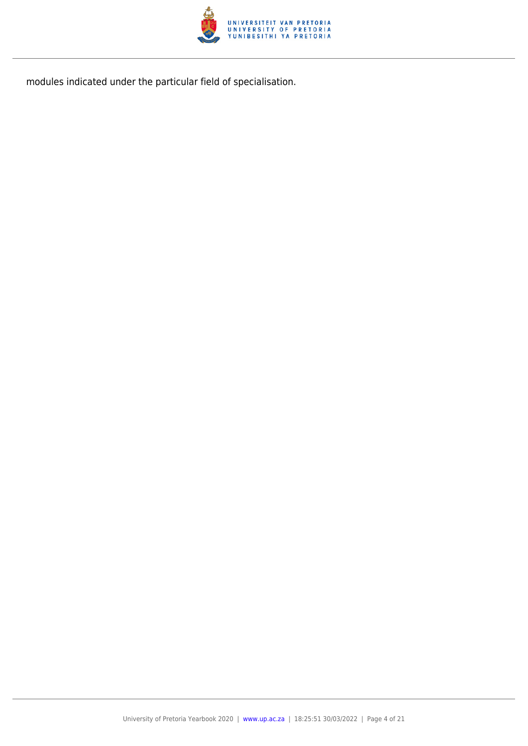modules indicated under the particular field of specialisation.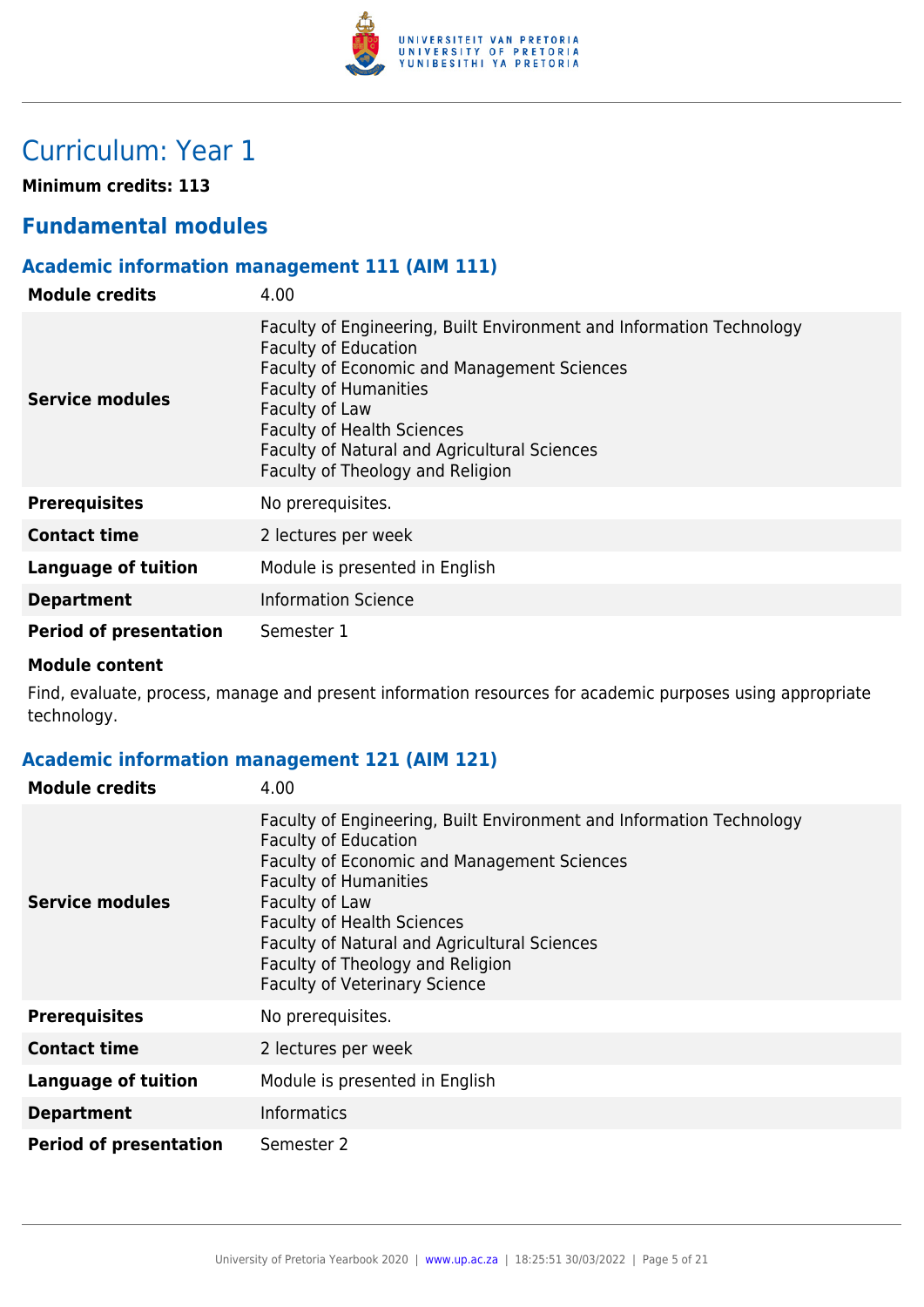# Curriculum: Year 1

**Minimum credits: 113**

## Fundamental modules

### Academic information management 111 (AIM 111)

| | |
|---|---|
| **Module credits** | 4.00 |
| **Service modules** | Faculty of Engineering, Built Environment and Information Technology<br>Faculty of Education<br>Faculty of Economic and Management Sciences<br>Faculty of Humanities<br>Faculty of Law<br>Faculty of Health Sciences<br>Faculty of Natural and Agricultural Sciences<br>Faculty of Theology and Religion |
| **Prerequisites** | No prerequisites. |
| **Contact time** | 2 lectures per week |
| **Language of tuition** | Module is presented in English |
| **Department** | Information Science |
| **Period of presentation** | Semester 1 |

**Module content**

Find, evaluate, process, manage and present information resources for academic purposes using appropriate technology.

### Academic information management 121 (AIM 121)

| | |
|---|---|
| **Module credits** | 4.00 |
| **Service modules** | Faculty of Engineering, Built Environment and Information Technology<br>Faculty of Education<br>Faculty of Economic and Management Sciences<br>Faculty of Humanities<br>Faculty of Law<br>Faculty of Health Sciences<br>Faculty of Natural and Agricultural Sciences<br>Faculty of Theology and Religion<br>Faculty of Veterinary Science |
| **Prerequisites** | No prerequisites. |
| **Contact time** | 2 lectures per week |
| **Language of tuition** | Module is presented in English |
| **Department** | Informatics |
| **Period of presentation** | Semester 2 |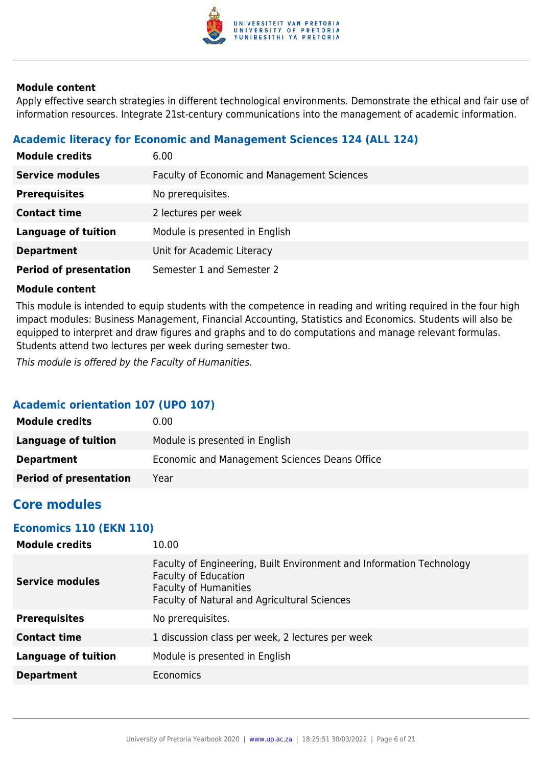#### Module content

Apply effective search strategies in different technological environments. Demonstrate the ethical and fair use of information resources. Integrate 21st-century communications into the management of academic information.

### Academic literacy for Economic and Management Sciences 124 (ALL 124)

| | |
|---|---|
| **Module credits** | 6.00 |
| **Service modules** | Faculty of Economic and Management Sciences |
| **Prerequisites** | No prerequisites. |
| **Contact time** | 2 lectures per week |
| **Language of tuition** | Module is presented in English |
| **Department** | Unit for Academic Literacy |
| **Period of presentation** | Semester 1 and Semester 2 |

#### Module content

This module is intended to equip students with the competence in reading and writing required in the four high impact modules: Business Management, Financial Accounting, Statistics and Economics. Students will also be equipped to interpret and draw figures and graphs and to do computations and manage relevant formulas. Students attend two lectures per week during semester two.

*This module is offered by the Faculty of Humanities.*

### Academic orientation 107 (UPO 107)

| | |
|---|---|
| **Module credits** | 0.00 |
| **Language of tuition** | Module is presented in English |
| **Department** | Economic and Management Sciences Deans Office |
| **Period of presentation** | Year |

## Core modules

### Economics 110 (EKN 110)

| | |
|---|---|
| **Module credits** | 10.00 |
| **Service modules** | Faculty of Engineering, Built Environment and Information Technology<br>Faculty of Education<br>Faculty of Humanities<br>Faculty of Natural and Agricultural Sciences |
| **Prerequisites** | No prerequisites. |
| **Contact time** | 1 discussion class per week, 2 lectures per week |
| **Language of tuition** | Module is presented in English |
| **Department** | Economics |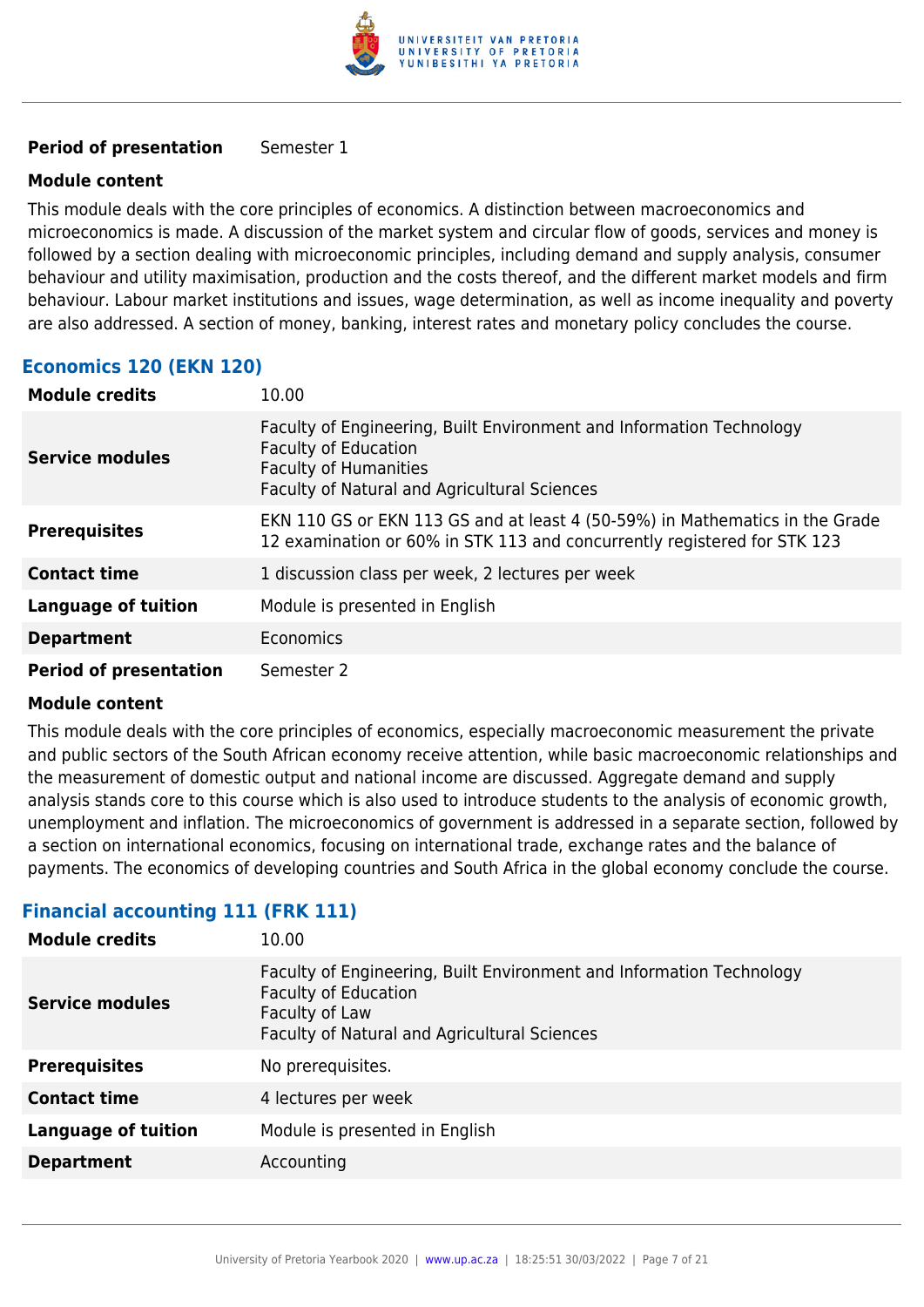| | |
|---|---|
| **Period of presentation** | Semester 1 |

**Module content**

This module deals with the core principles of economics. A distinction between macroeconomics and microeconomics is made. A discussion of the market system and circular flow of goods, services and money is followed by a section dealing with microeconomic principles, including demand and supply analysis, consumer behaviour and utility maximisation, production and the costs thereof, and the different market models and firm behaviour. Labour market institutions and issues, wage determination, as well as income inequality and poverty are also addressed. A section of money, banking, interest rates and monetary policy concludes the course.

### Economics 120 (EKN 120)

| | |
|---|---|
| **Module credits** | 10.00 |
| **Service modules** | Faculty of Engineering, Built Environment and Information Technology<br>Faculty of Education<br>Faculty of Humanities<br>Faculty of Natural and Agricultural Sciences |
| **Prerequisites** | EKN 110 GS or EKN 113 GS and at least 4 (50-59%) in Mathematics in the Grade 12 examination or 60% in STK 113 and concurrently registered for STK 123 |
| **Contact time** | 1 discussion class per week, 2 lectures per week |
| **Language of tuition** | Module is presented in English |
| **Department** | Economics |
| **Period of presentation** | Semester 2 |

**Module content**

This module deals with the core principles of economics, especially macroeconomic measurement the private and public sectors of the South African economy receive attention, while basic macroeconomic relationships and the measurement of domestic output and national income are discussed. Aggregate demand and supply analysis stands core to this course which is also used to introduce students to the analysis of economic growth, unemployment and inflation. The microeconomics of government is addressed in a separate section, followed by a section on international economics, focusing on international trade, exchange rates and the balance of payments. The economics of developing countries and South Africa in the global economy conclude the course.

### Financial accounting 111 (FRK 111)

| | |
|---|---|
| **Module credits** | 10.00 |
| **Service modules** | Faculty of Engineering, Built Environment and Information Technology<br>Faculty of Education<br>Faculty of Law<br>Faculty of Natural and Agricultural Sciences |
| **Prerequisites** | No prerequisites. |
| **Contact time** | 4 lectures per week |
| **Language of tuition** | Module is presented in English |
| **Department** | Accounting |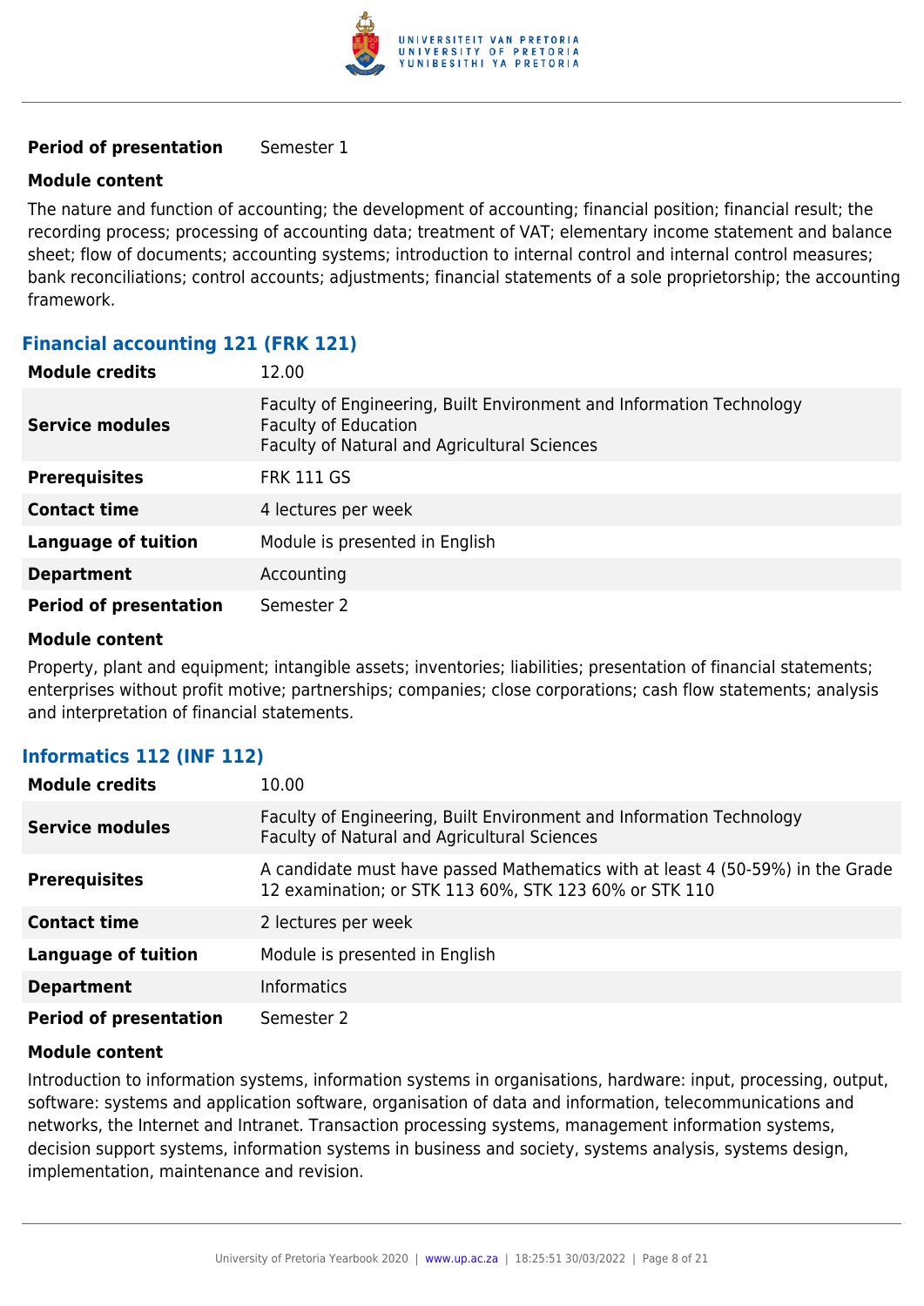| | |
|---|---|
| **Period of presentation** | Semester 1 |

**Module content**

The nature and function of accounting; the development of accounting; financial position; financial result; the recording process; processing of accounting data; treatment of VAT; elementary income statement and balance sheet; flow of documents; accounting systems; introduction to internal control and internal control measures; bank reconciliations; control accounts; adjustments; financial statements of a sole proprietorship; the accounting framework.

## Financial accounting 121 (FRK 121)

| | |
|---|---|
| **Module credits** | 12.00 |
| **Service modules** | Faculty of Engineering, Built Environment and Information Technology<br>Faculty of Education<br>Faculty of Natural and Agricultural Sciences |
| **Prerequisites** | FRK 111 GS |
| **Contact time** | 4 lectures per week |
| **Language of tuition** | Module is presented in English |
| **Department** | Accounting |
| **Period of presentation** | Semester 2 |

**Module content**

Property, plant and equipment; intangible assets; inventories; liabilities; presentation of financial statements; enterprises without profit motive; partnerships; companies; close corporations; cash flow statements; analysis and interpretation of financial statements.

## Informatics 112 (INF 112)

| | |
|---|---|
| **Module credits** | 10.00 |
| **Service modules** | Faculty of Engineering, Built Environment and Information Technology<br>Faculty of Natural and Agricultural Sciences |
| **Prerequisites** | A candidate must have passed Mathematics with at least 4 (50-59%) in the Grade 12 examination; or STK 113 60%, STK 123 60% or STK 110 |
| **Contact time** | 2 lectures per week |
| **Language of tuition** | Module is presented in English |
| **Department** | Informatics |
| **Period of presentation** | Semester 2 |

**Module content**

Introduction to information systems, information systems in organisations, hardware: input, processing, output, software: systems and application software, organisation of data and information, telecommunications and networks, the Internet and Intranet. Transaction processing systems, management information systems, decision support systems, information systems in business and society, systems analysis, systems design, implementation, maintenance and revision.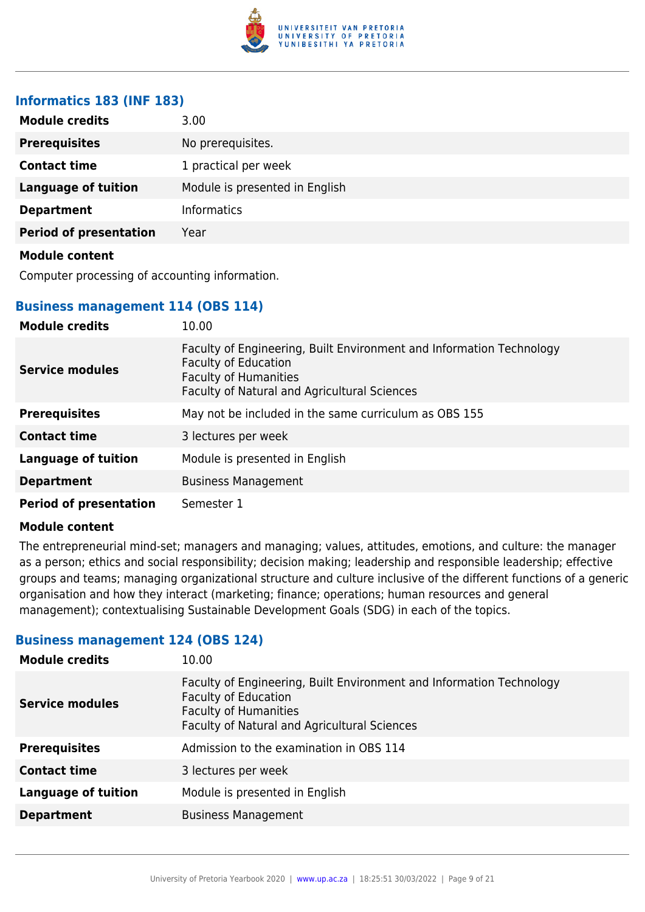### Informatics 183 (INF 183)

| | |
|---|---|
| **Module credits** | 3.00 |
| **Prerequisites** | No prerequisites. |
| **Contact time** | 1 practical per week |
| **Language of tuition** | Module is presented in English |
| **Department** | Informatics |
| **Period of presentation** | Year |

**Module content**

Computer processing of accounting information.

### Business management 114 (OBS 114)

| | |
|---|---|
| **Module credits** | 10.00 |
| **Service modules** | Faculty of Engineering, Built Environment and Information Technology<br>Faculty of Education<br>Faculty of Humanities<br>Faculty of Natural and Agricultural Sciences |
| **Prerequisites** | May not be included in the same curriculum as OBS 155 |
| **Contact time** | 3 lectures per week |
| **Language of tuition** | Module is presented in English |
| **Department** | Business Management |
| **Period of presentation** | Semester 1 |

**Module content**

The entrepreneurial mind-set; managers and managing; values, attitudes, emotions, and culture: the manager as a person; ethics and social responsibility; decision making; leadership and responsible leadership; effective groups and teams; managing organizational structure and culture inclusive of the different functions of a generic organisation and how they interact (marketing; finance; operations; human resources and general management); contextualising Sustainable Development Goals (SDG) in each of the topics.

### Business management 124 (OBS 124)

| | |
|---|---|
| **Module credits** | 10.00 |
| **Service modules** | Faculty of Engineering, Built Environment and Information Technology<br>Faculty of Education<br>Faculty of Humanities<br>Faculty of Natural and Agricultural Sciences |
| **Prerequisites** | Admission to the examination in OBS 114 |
| **Contact time** | 3 lectures per week |
| **Language of tuition** | Module is presented in English |
| **Department** | Business Management |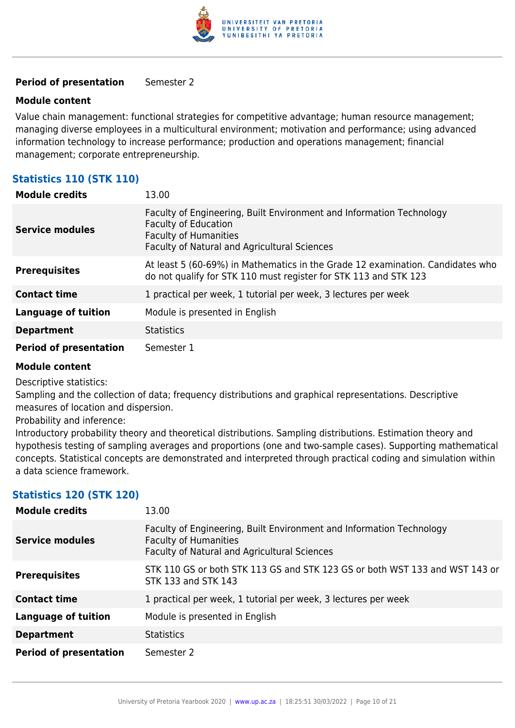| | |
|---|---|
| **Period of presentation** | Semester 2 |

**Module content**

Value chain management: functional strategies for competitive advantage; human resource management; managing diverse employees in a multicultural environment; motivation and performance; using advanced information technology to increase performance; production and operations management; financial management; corporate entrepreneurship.

### Statistics 110 (STK 110)

| | |
|---|---|
| **Module credits** | 13.00 |
| **Service modules** | Faculty of Engineering, Built Environment and Information Technology<br>Faculty of Education<br>Faculty of Humanities<br>Faculty of Natural and Agricultural Sciences |
| **Prerequisites** | At least 5 (60-69%) in Mathematics in the Grade 12 examination. Candidates who do not qualify for STK 110 must register for STK 113 and STK 123 |
| **Contact time** | 1 practical per week, 1 tutorial per week, 3 lectures per week |
| **Language of tuition** | Module is presented in English |
| **Department** | Statistics |
| **Period of presentation** | Semester 1 |

**Module content**

Descriptive statistics:
Sampling and the collection of data; frequency distributions and graphical representations. Descriptive measures of location and dispersion.
Probability and inference:
Introductory probability theory and theoretical distributions. Sampling distributions. Estimation theory and hypothesis testing of sampling averages and proportions (one and two-sample cases). Supporting mathematical concepts. Statistical concepts are demonstrated and interpreted through practical coding and simulation within a data science framework.

### Statistics 120 (STK 120)

| | |
|---|---|
| **Module credits** | 13.00 |
| **Service modules** | Faculty of Engineering, Built Environment and Information Technology<br>Faculty of Humanities<br>Faculty of Natural and Agricultural Sciences |
| **Prerequisites** | STK 110 GS or both STK 113 GS and STK 123 GS or both WST 133 and WST 143 or STK 133 and STK 143 |
| **Contact time** | 1 practical per week, 1 tutorial per week, 3 lectures per week |
| **Language of tuition** | Module is presented in English |
| **Department** | Statistics |
| **Period of presentation** | Semester 2 |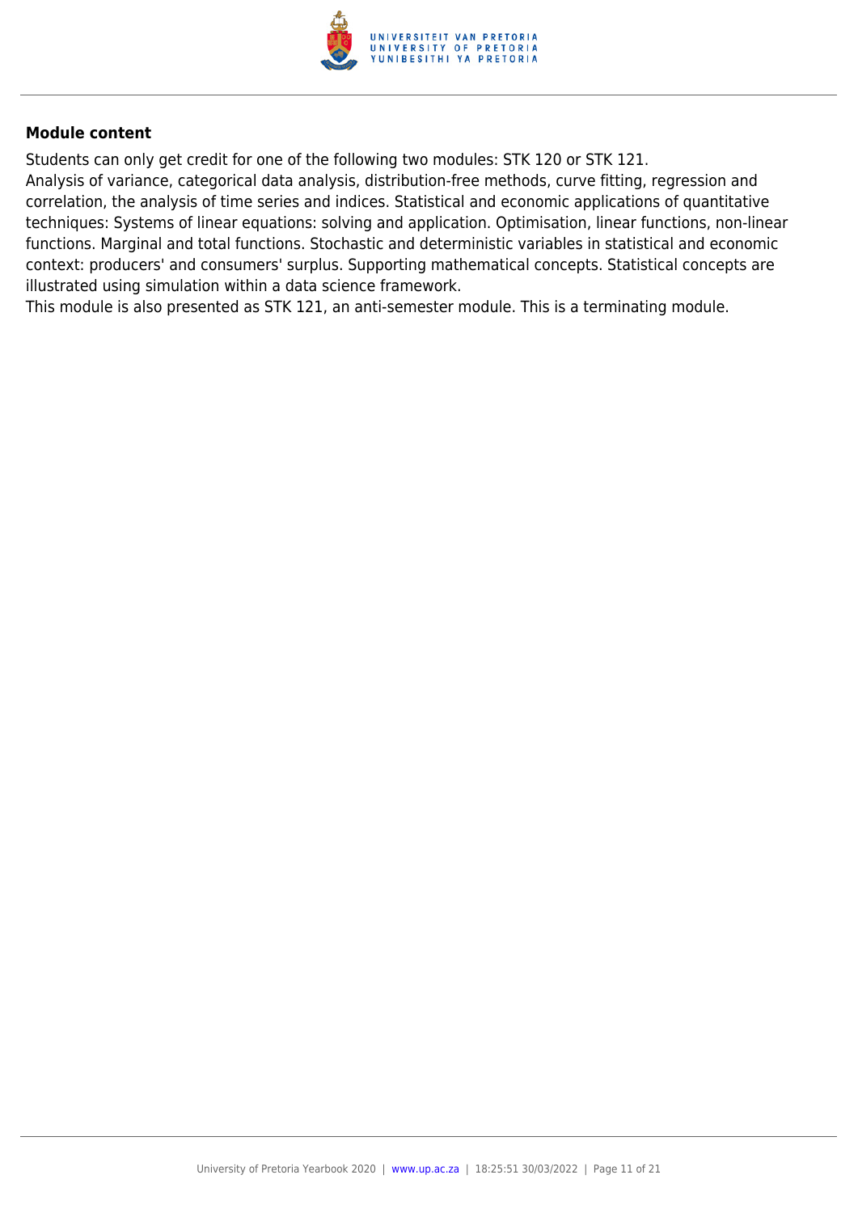**Module content**

Students can only get credit for one of the following two modules: STK 120 or STK 121.
Analysis of variance, categorical data analysis, distribution-free methods, curve fitting, regression and correlation, the analysis of time series and indices. Statistical and economic applications of quantitative techniques: Systems of linear equations: solving and application. Optimisation, linear functions, non-linear functions. Marginal and total functions. Stochastic and deterministic variables in statistical and economic context: producers' and consumers' surplus. Supporting mathematical concepts. Statistical concepts are illustrated using simulation within a data science framework.
This module is also presented as STK 121, an anti-semester module. This is a terminating module.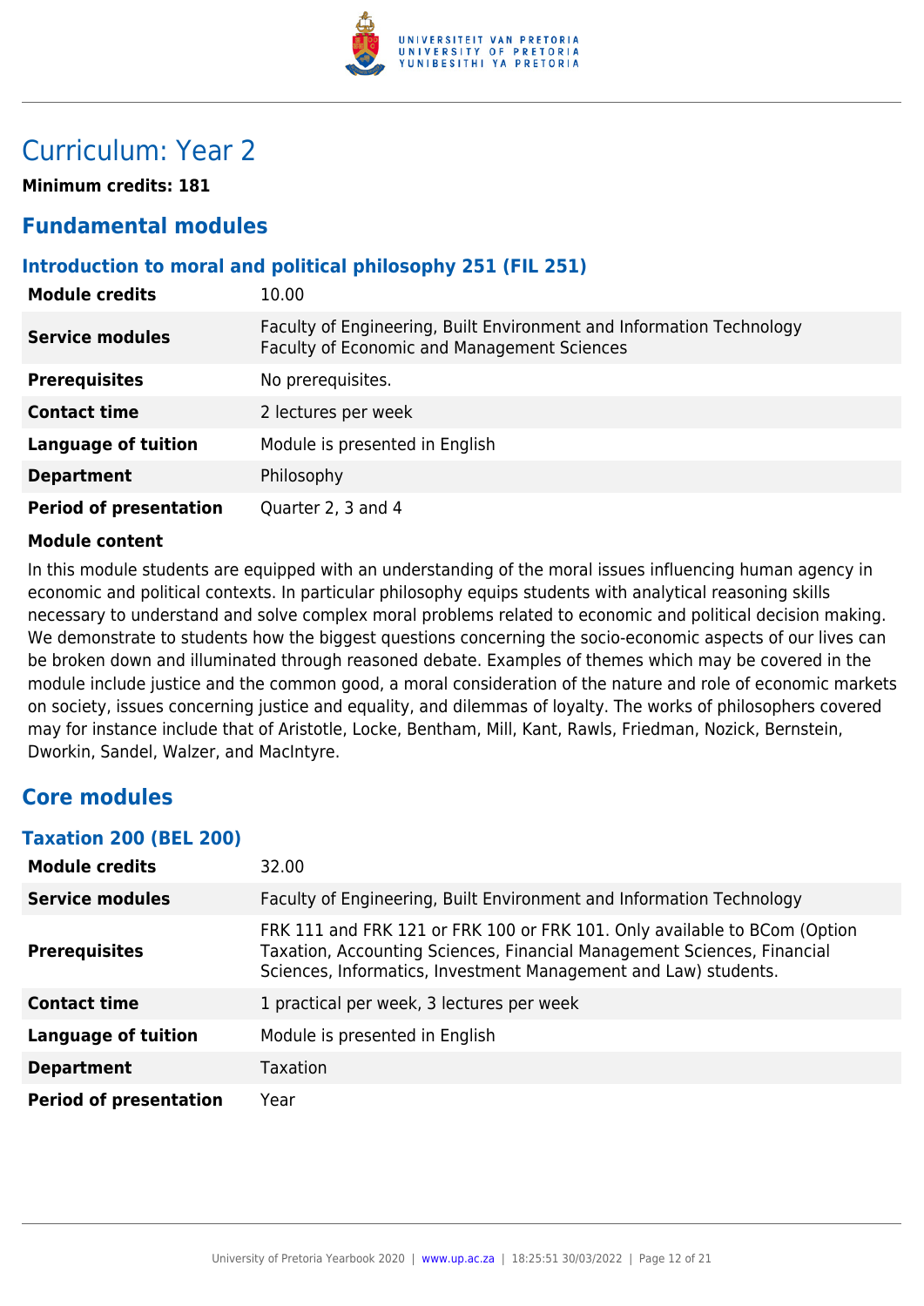# Curriculum: Year 2

**Minimum credits: 181**

## Fundamental modules

### Introduction to moral and political philosophy 251 (FIL 251)

| | |
|---|---|
| **Module credits** | 10.00 |
| **Service modules** | Faculty of Engineering, Built Environment and Information Technology<br>Faculty of Economic and Management Sciences |
| **Prerequisites** | No prerequisites. |
| **Contact time** | 2 lectures per week |
| **Language of tuition** | Module is presented in English |
| **Department** | Philosophy |
| **Period of presentation** | Quarter 2, 3 and 4 |

**Module content**

In this module students are equipped with an understanding of the moral issues influencing human agency in economic and political contexts. In particular philosophy equips students with analytical reasoning skills necessary to understand and solve complex moral problems related to economic and political decision making. We demonstrate to students how the biggest questions concerning the socio-economic aspects of our lives can be broken down and illuminated through reasoned debate. Examples of themes which may be covered in the module include justice and the common good, a moral consideration of the nature and role of economic markets on society, issues concerning justice and equality, and dilemmas of loyalty. The works of philosophers covered may for instance include that of Aristotle, Locke, Bentham, Mill, Kant, Rawls, Friedman, Nozick, Bernstein, Dworkin, Sandel, Walzer, and MacIntyre.

## Core modules

### Taxation 200 (BEL 200)

| | |
|---|---|
| **Module credits** | 32.00 |
| **Service modules** | Faculty of Engineering, Built Environment and Information Technology |
| **Prerequisites** | FRK 111 and FRK 121 or FRK 100 or FRK 101. Only available to BCom (Option Taxation, Accounting Sciences, Financial Management Sciences, Financial Sciences, Informatics, Investment Management and Law) students. |
| **Contact time** | 1 practical per week, 3 lectures per week |
| **Language of tuition** | Module is presented in English |
| **Department** | Taxation |
| **Period of presentation** | Year |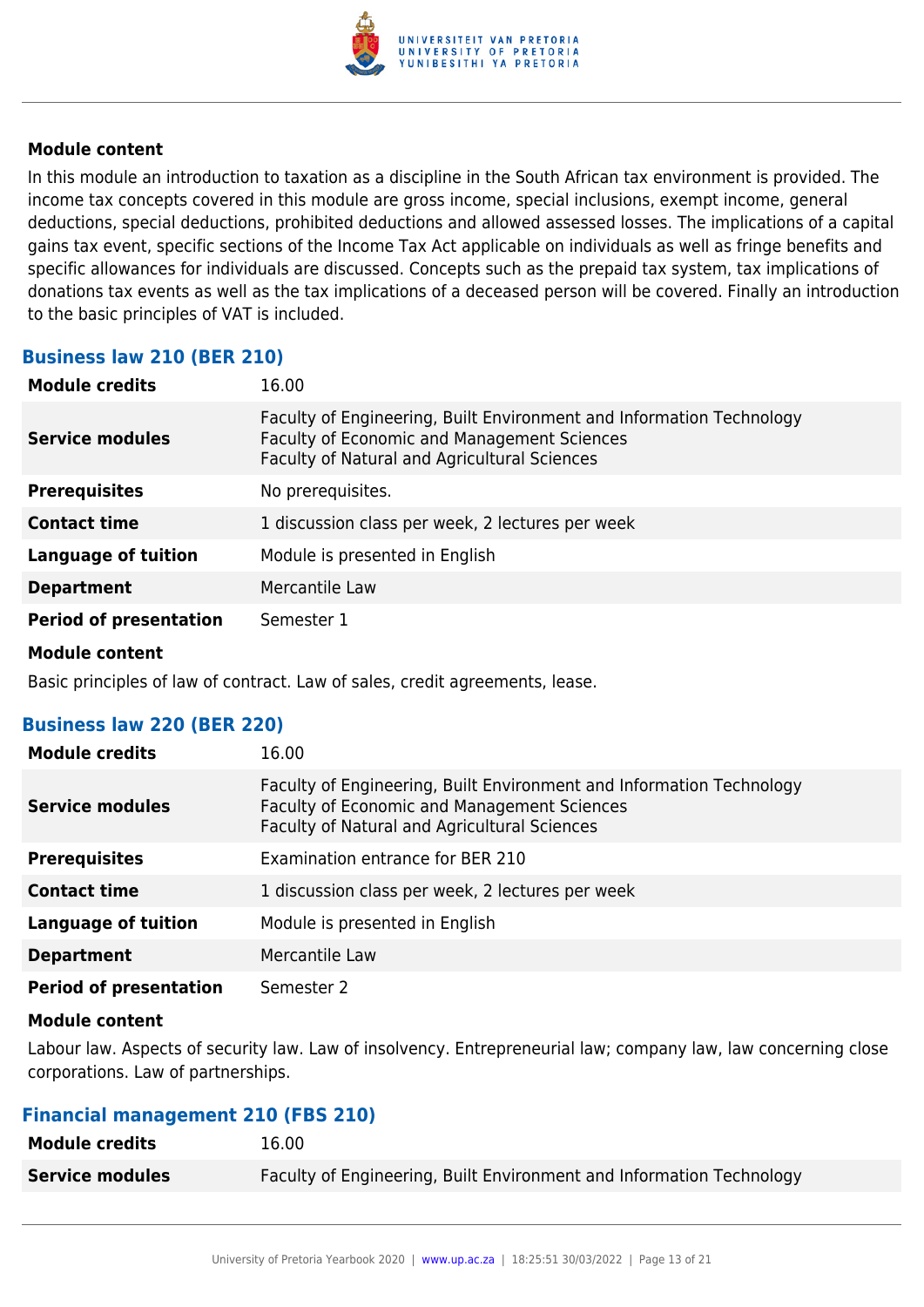### Module content

In this module an introduction to taxation as a discipline in the South African tax environment is provided. The income tax concepts covered in this module are gross income, special inclusions, exempt income, general deductions, special deductions, prohibited deductions and allowed assessed losses. The implications of a capital gains tax event, specific sections of the Income Tax Act applicable on individuals as well as fringe benefits and specific allowances for individuals are discussed. Concepts such as the prepaid tax system, tax implications of donations tax events as well as the tax implications of a deceased person will be covered. Finally an introduction to the basic principles of VAT is included.

## Business law 210 (BER 210)

| | |
|---|---|
| **Module credits** | 16.00 |
| **Service modules** | Faculty of Engineering, Built Environment and Information Technology<br>Faculty of Economic and Management Sciences<br>Faculty of Natural and Agricultural Sciences |
| **Prerequisites** | No prerequisites. |
| **Contact time** | 1 discussion class per week, 2 lectures per week |
| **Language of tuition** | Module is presented in English |
| **Department** | Mercantile Law |
| **Period of presentation** | Semester 1 |

### Module content

Basic principles of law of contract. Law of sales, credit agreements, lease.

## Business law 220 (BER 220)

| | |
|---|---|
| **Module credits** | 16.00 |
| **Service modules** | Faculty of Engineering, Built Environment and Information Technology<br>Faculty of Economic and Management Sciences<br>Faculty of Natural and Agricultural Sciences |
| **Prerequisites** | Examination entrance for BER 210 |
| **Contact time** | 1 discussion class per week, 2 lectures per week |
| **Language of tuition** | Module is presented in English |
| **Department** | Mercantile Law |
| **Period of presentation** | Semester 2 |

### Module content

Labour law. Aspects of security law. Law of insolvency. Entrepreneurial law; company law, law concerning close corporations. Law of partnerships.

## Financial management 210 (FBS 210)

| | |
|---|---|
| **Module credits** | 16.00 |
| **Service modules** | Faculty of Engineering, Built Environment and Information Technology |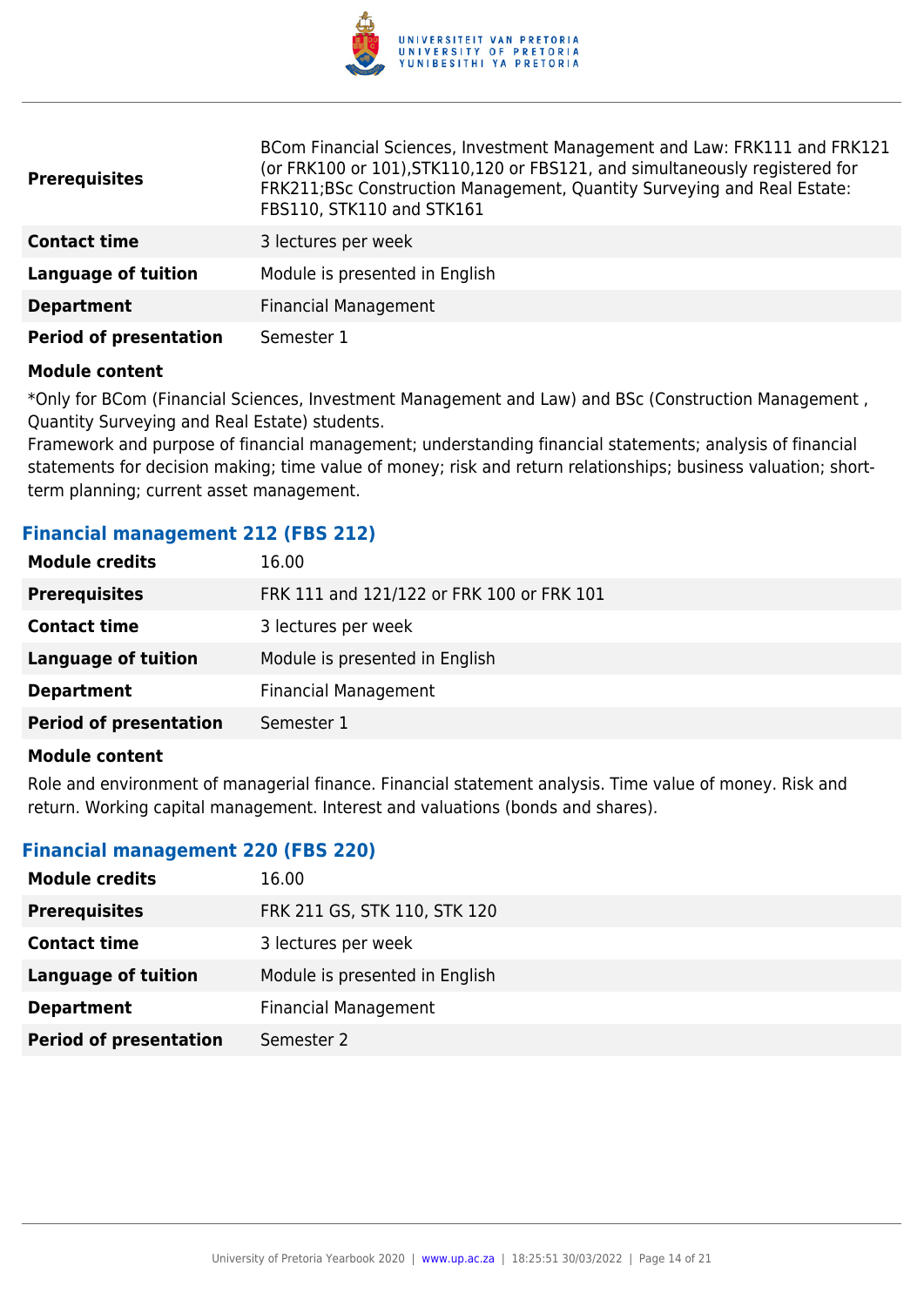| | |
|---|---|
| **Prerequisites** | BCom Financial Sciences, Investment Management and Law: FRK111 and FRK121 (or FRK100 or 101),STK110,120 or FBS121, and simultaneously registered for FRK211;BSc Construction Management, Quantity Surveying and Real Estate: FBS110, STK110 and STK161 |
| **Contact time** | 3 lectures per week |
| **Language of tuition** | Module is presented in English |
| **Department** | Financial Management |
| **Period of presentation** | Semester 1 |

**Module content**

*Only for BCom (Financial Sciences, Investment Management and Law) and BSc (Construction Management , Quantity Surveying and Real Estate) students.
Framework and purpose of financial management; understanding financial statements; analysis of financial statements for decision making; time value of money; risk and return relationships; business valuation; short-term planning; current asset management.

### Financial management 212 (FBS 212)

| | |
|---|---|
| **Module credits** | 16.00 |
| **Prerequisites** | FRK 111 and 121/122 or FRK 100 or FRK 101 |
| **Contact time** | 3 lectures per week |
| **Language of tuition** | Module is presented in English |
| **Department** | Financial Management |
| **Period of presentation** | Semester 1 |

**Module content**

Role and environment of managerial finance. Financial statement analysis. Time value of money. Risk and return. Working capital management. Interest and valuations (bonds and shares).

### Financial management 220 (FBS 220)

| | |
|---|---|
| **Module credits** | 16.00 |
| **Prerequisites** | FRK 211 GS, STK 110, STK 120 |
| **Contact time** | 3 lectures per week |
| **Language of tuition** | Module is presented in English |
| **Department** | Financial Management |
| **Period of presentation** | Semester 2 |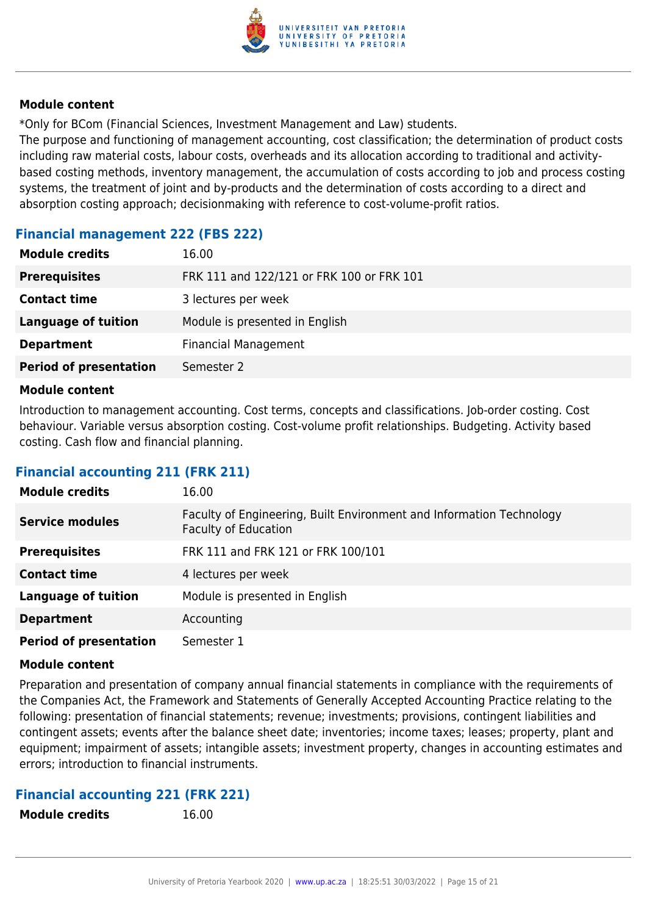#### Module content

*Only for BCom (Financial Sciences, Investment Management and Law) students.
The purpose and functioning of management accounting, cost classification; the determination of product costs including raw material costs, labour costs, overheads and its allocation according to traditional and activity-based costing methods, inventory management, the accumulation of costs according to job and process costing systems, the treatment of joint and by-products and the determination of costs according to a direct and absorption costing approach; decisionmaking with reference to cost-volume-profit ratios.

### Financial management 222 (FBS 222)

| | |
|---|---|
| **Module credits** | 16.00 |
| **Prerequisites** | FRK 111 and 122/121 or FRK 100 or FRK 101 |
| **Contact time** | 3 lectures per week |
| **Language of tuition** | Module is presented in English |
| **Department** | Financial Management |
| **Period of presentation** | Semester 2 |

#### Module content

Introduction to management accounting. Cost terms, concepts and classifications. Job-order costing. Cost behaviour. Variable versus absorption costing. Cost-volume profit relationships. Budgeting. Activity based costing. Cash flow and financial planning.

### Financial accounting 211 (FRK 211)

| | |
|---|---|
| **Module credits** | 16.00 |
| **Service modules** | Faculty of Engineering, Built Environment and Information Technology<br>Faculty of Education |
| **Prerequisites** | FRK 111 and FRK 121 or FRK 100/101 |
| **Contact time** | 4 lectures per week |
| **Language of tuition** | Module is presented in English |
| **Department** | Accounting |
| **Period of presentation** | Semester 1 |

#### Module content

Preparation and presentation of company annual financial statements in compliance with the requirements of the Companies Act, the Framework and Statements of Generally Accepted Accounting Practice relating to the following: presentation of financial statements; revenue; investments; provisions, contingent liabilities and contingent assets; events after the balance sheet date; inventories; income taxes; leases; property, plant and equipment; impairment of assets; intangible assets; investment property, changes in accounting estimates and errors; introduction to financial instruments.

### Financial accounting 221 (FRK 221)

| | |
|---|---|
| **Module credits** | 16.00 |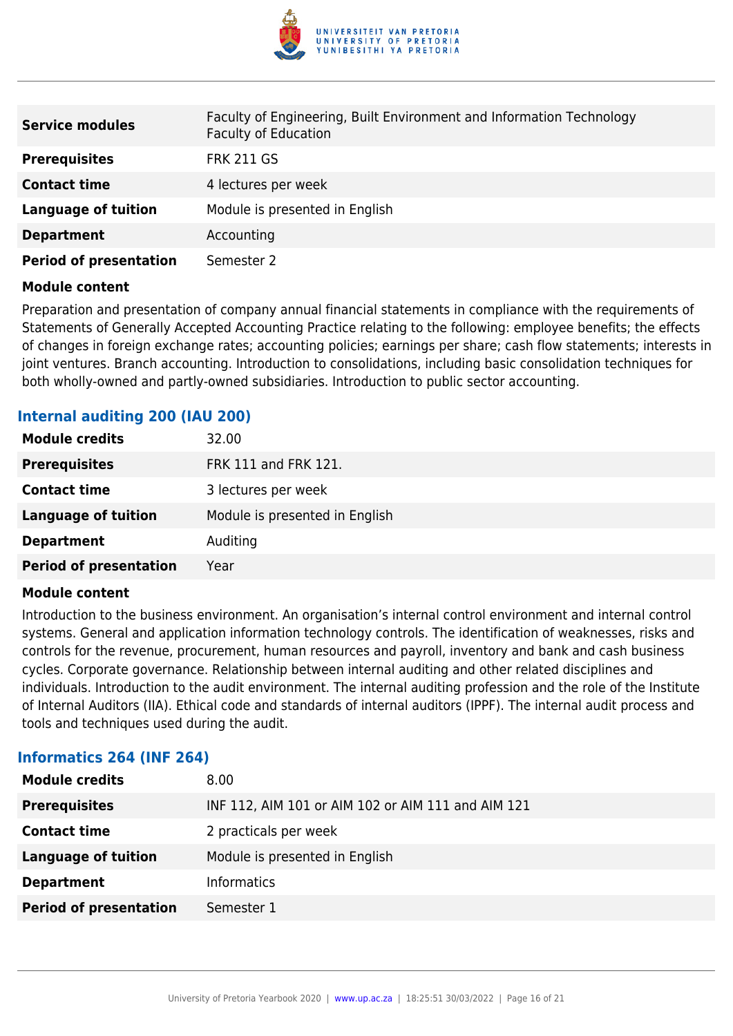| | |
|---|---|
| **Service modules** | Faculty of Engineering, Built Environment and Information Technology<br>Faculty of Education |
| **Prerequisites** | FRK 211 GS |
| **Contact time** | 4 lectures per week |
| **Language of tuition** | Module is presented in English |
| **Department** | Accounting |
| **Period of presentation** | Semester 2 |

**Module content**

Preparation and presentation of company annual financial statements in compliance with the requirements of Statements of Generally Accepted Accounting Practice relating to the following: employee benefits; the effects of changes in foreign exchange rates; accounting policies; earnings per share; cash flow statements; interests in joint ventures. Branch accounting. Introduction to consolidations, including basic consolidation techniques for both wholly-owned and partly-owned subsidiaries. Introduction to public sector accounting.

### Internal auditing 200 (IAU 200)

| | |
|---|---|
| **Module credits** | 32.00 |
| **Prerequisites** | FRK 111 and FRK 121. |
| **Contact time** | 3 lectures per week |
| **Language of tuition** | Module is presented in English |
| **Department** | Auditing |
| **Period of presentation** | Year |

**Module content**

Introduction to the business environment. An organisation's internal control environment and internal control systems. General and application information technology controls. The identification of weaknesses, risks and controls for the revenue, procurement, human resources and payroll, inventory and bank and cash business cycles. Corporate governance. Relationship between internal auditing and other related disciplines and individuals. Introduction to the audit environment. The internal auditing profession and the role of the Institute of Internal Auditors (IIA). Ethical code and standards of internal auditors (IPPF). The internal audit process and tools and techniques used during the audit.

### Informatics 264 (INF 264)

| | |
|---|---|
| **Module credits** | 8.00 |
| **Prerequisites** | INF 112, AIM 101 or AIM 102 or AIM 111 and AIM 121 |
| **Contact time** | 2 practicals per week |
| **Language of tuition** | Module is presented in English |
| **Department** | Informatics |
| **Period of presentation** | Semester 1 |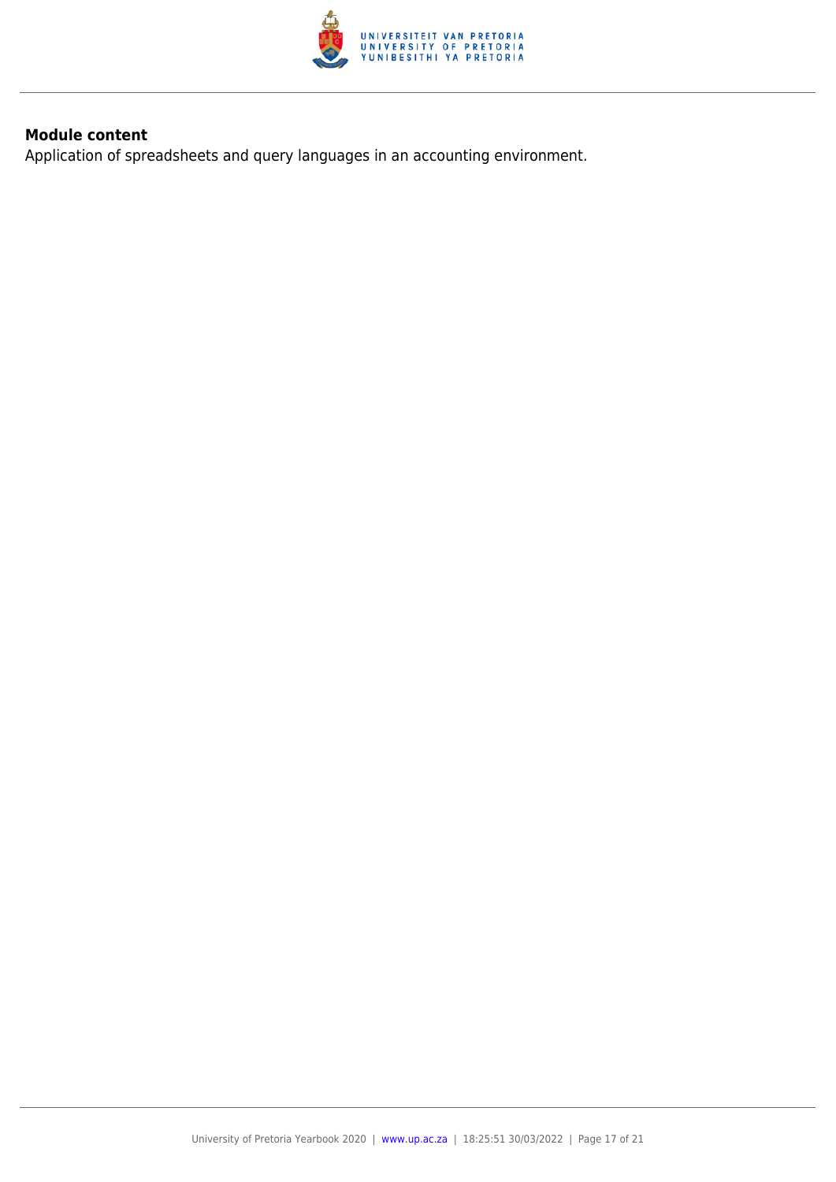**Module content**

Application of spreadsheets and query languages in an accounting environment.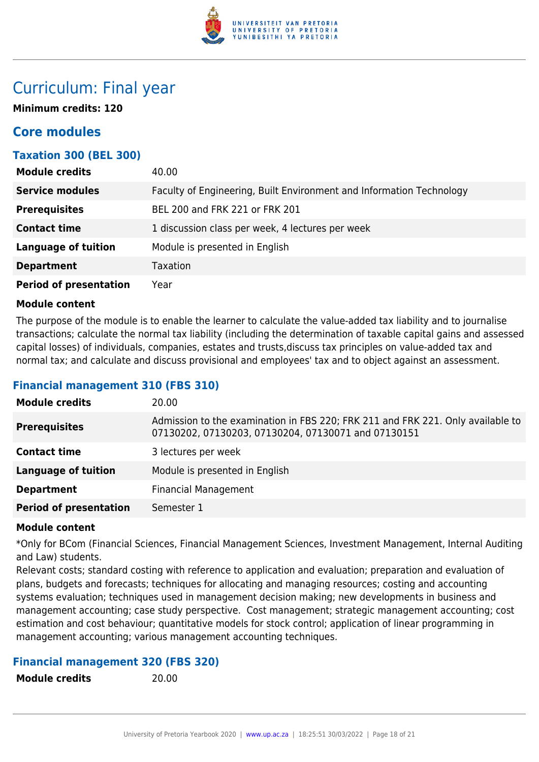# Curriculum: Final year

**Minimum credits: 120**

## Core modules

### Taxation 300 (BEL 300)

| | |
|---|---|
| **Module credits** | 40.00 |
| **Service modules** | Faculty of Engineering, Built Environment and Information Technology |
| **Prerequisites** | BEL 200 and FRK 221 or FRK 201 |
| **Contact time** | 1 discussion class per week, 4 lectures per week |
| **Language of tuition** | Module is presented in English |
| **Department** | Taxation |
| **Period of presentation** | Year |

**Module content**

The purpose of the module is to enable the learner to calculate the value-added tax liability and to journalise transactions; calculate the normal tax liability (including the determination of taxable capital gains and assessed capital losses) of individuals, companies, estates and trusts,discuss tax principles on value-added tax and normal tax; and calculate and discuss provisional and employees' tax and to object against an assessment.

### Financial management 310 (FBS 310)

| | |
|---|---|
| **Module credits** | 20.00 |
| **Prerequisites** | Admission to the examination in FBS 220; FRK 211 and FRK 221. Only available to 07130202, 07130203, 07130204, 07130071 and 07130151 |
| **Contact time** | 3 lectures per week |
| **Language of tuition** | Module is presented in English |
| **Department** | Financial Management |
| **Period of presentation** | Semester 1 |

**Module content**

*Only for BCom (Financial Sciences, Financial Management Sciences, Investment Management, Internal Auditing and Law) students.
Relevant costs; standard costing with reference to application and evaluation; preparation and evaluation of plans, budgets and forecasts; techniques for allocating and managing resources; costing and accounting systems evaluation; techniques used in management decision making; new developments in business and management accounting; case study perspective. Cost management; strategic management accounting; cost estimation and cost behaviour; quantitative models for stock control; application of linear programming in management accounting; various management accounting techniques.

### Financial management 320 (FBS 320)

| | |
|---|---|
| **Module credits** | 20.00 |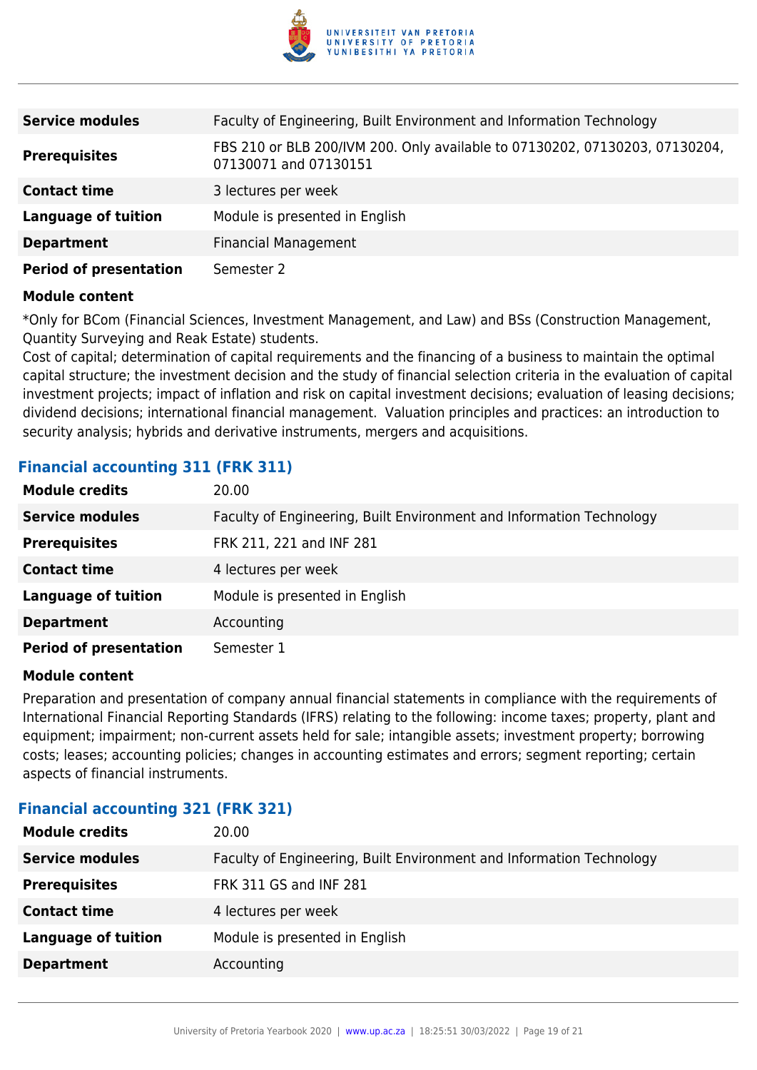| | |
|---|---|
| **Service modules** | Faculty of Engineering, Built Environment and Information Technology |
| **Prerequisites** | FBS 210 or BLB 200/IVM 200. Only available to 07130202, 07130203, 07130204, 07130071 and 07130151 |
| **Contact time** | 3 lectures per week |
| **Language of tuition** | Module is presented in English |
| **Department** | Financial Management |
| **Period of presentation** | Semester 2 |

**Module content**

*Only for BCom (Financial Sciences, Investment Management, and Law) and BSs (Construction Management, Quantity Surveying and Reak Estate) students.
Cost of capital; determination of capital requirements and the financing of a business to maintain the optimal capital structure; the investment decision and the study of financial selection criteria in the evaluation of capital investment projects; impact of inflation and risk on capital investment decisions; evaluation of leasing decisions; dividend decisions; international financial management. Valuation principles and practices: an introduction to security analysis; hybrids and derivative instruments, mergers and acquisitions.

### Financial accounting 311 (FRK 311)

| | |
|---|---|
| **Module credits** | 20.00 |
| **Service modules** | Faculty of Engineering, Built Environment and Information Technology |
| **Prerequisites** | FRK 211, 221 and INF 281 |
| **Contact time** | 4 lectures per week |
| **Language of tuition** | Module is presented in English |
| **Department** | Accounting |
| **Period of presentation** | Semester 1 |

**Module content**

Preparation and presentation of company annual financial statements in compliance with the requirements of International Financial Reporting Standards (IFRS) relating to the following: income taxes; property, plant and equipment; impairment; non-current assets held for sale; intangible assets; investment property; borrowing costs; leases; accounting policies; changes in accounting estimates and errors; segment reporting; certain aspects of financial instruments.

### Financial accounting 321 (FRK 321)

| | |
|---|---|
| **Module credits** | 20.00 |
| **Service modules** | Faculty of Engineering, Built Environment and Information Technology |
| **Prerequisites** | FRK 311 GS and INF 281 |
| **Contact time** | 4 lectures per week |
| **Language of tuition** | Module is presented in English |
| **Department** | Accounting |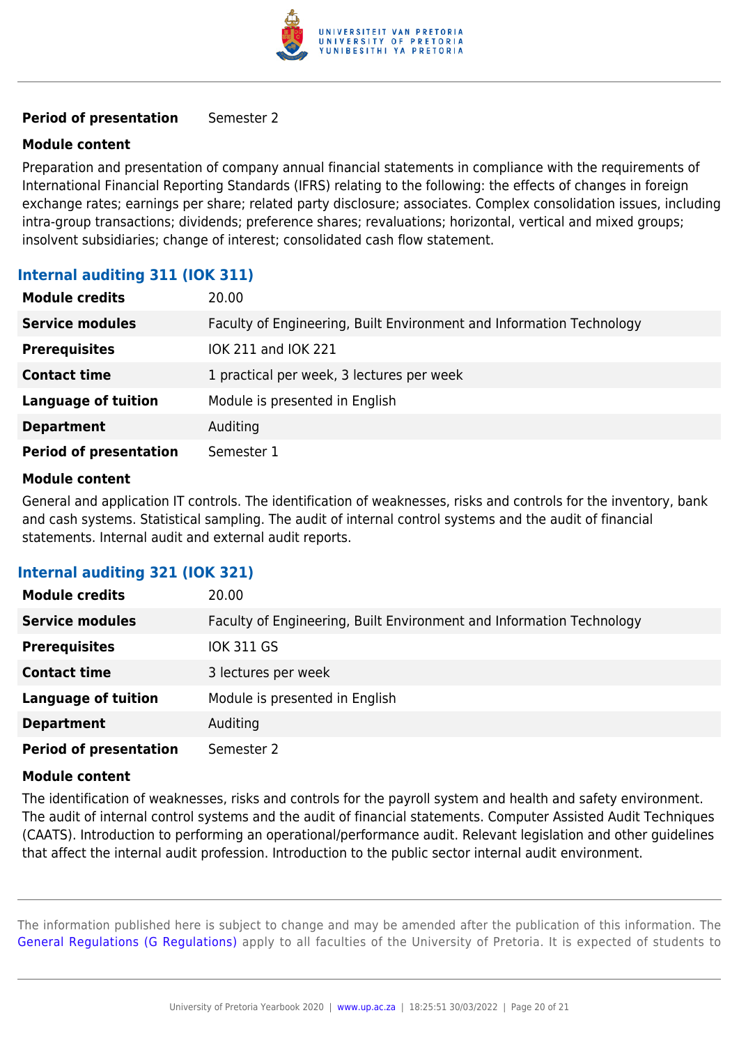| | |
|---|---|
| **Period of presentation** | Semester 2 |

**Module content**

Preparation and presentation of company annual financial statements in compliance with the requirements of International Financial Reporting Standards (IFRS) relating to the following: the effects of changes in foreign exchange rates; earnings per share; related party disclosure; associates. Complex consolidation issues, including intra-group transactions; dividends; preference shares; revaluations; horizontal, vertical and mixed groups; insolvent subsidiaries; change of interest; consolidated cash flow statement.

### Internal auditing 311 (IOK 311)

| | |
|---|---|
| **Module credits** | 20.00 |
| **Service modules** | Faculty of Engineering, Built Environment and Information Technology |
| **Prerequisites** | IOK 211 and IOK 221 |
| **Contact time** | 1 practical per week, 3 lectures per week |
| **Language of tuition** | Module is presented in English |
| **Department** | Auditing |
| **Period of presentation** | Semester 1 |

**Module content**

General and application IT controls. The identification of weaknesses, risks and controls for the inventory, bank and cash systems. Statistical sampling. The audit of internal control systems and the audit of financial statements. Internal audit and external audit reports.

### Internal auditing 321 (IOK 321)

| | |
|---|---|
| **Module credits** | 20.00 |
| **Service modules** | Faculty of Engineering, Built Environment and Information Technology |
| **Prerequisites** | IOK 311 GS |
| **Contact time** | 3 lectures per week |
| **Language of tuition** | Module is presented in English |
| **Department** | Auditing |
| **Period of presentation** | Semester 2 |

**Module content**

The identification of weaknesses, risks and controls for the payroll system and health and safety environment. The audit of internal control systems and the audit of financial statements. Computer Assisted Audit Techniques (CAATS). Introduction to performing an operational/performance audit. Relevant legislation and other guidelines that affect the internal audit profession. Introduction to the public sector internal audit environment.

The information published here is subject to change and may be amended after the publication of this information. The General Regulations (G Regulations) apply to all faculties of the University of Pretoria. It is expected of students to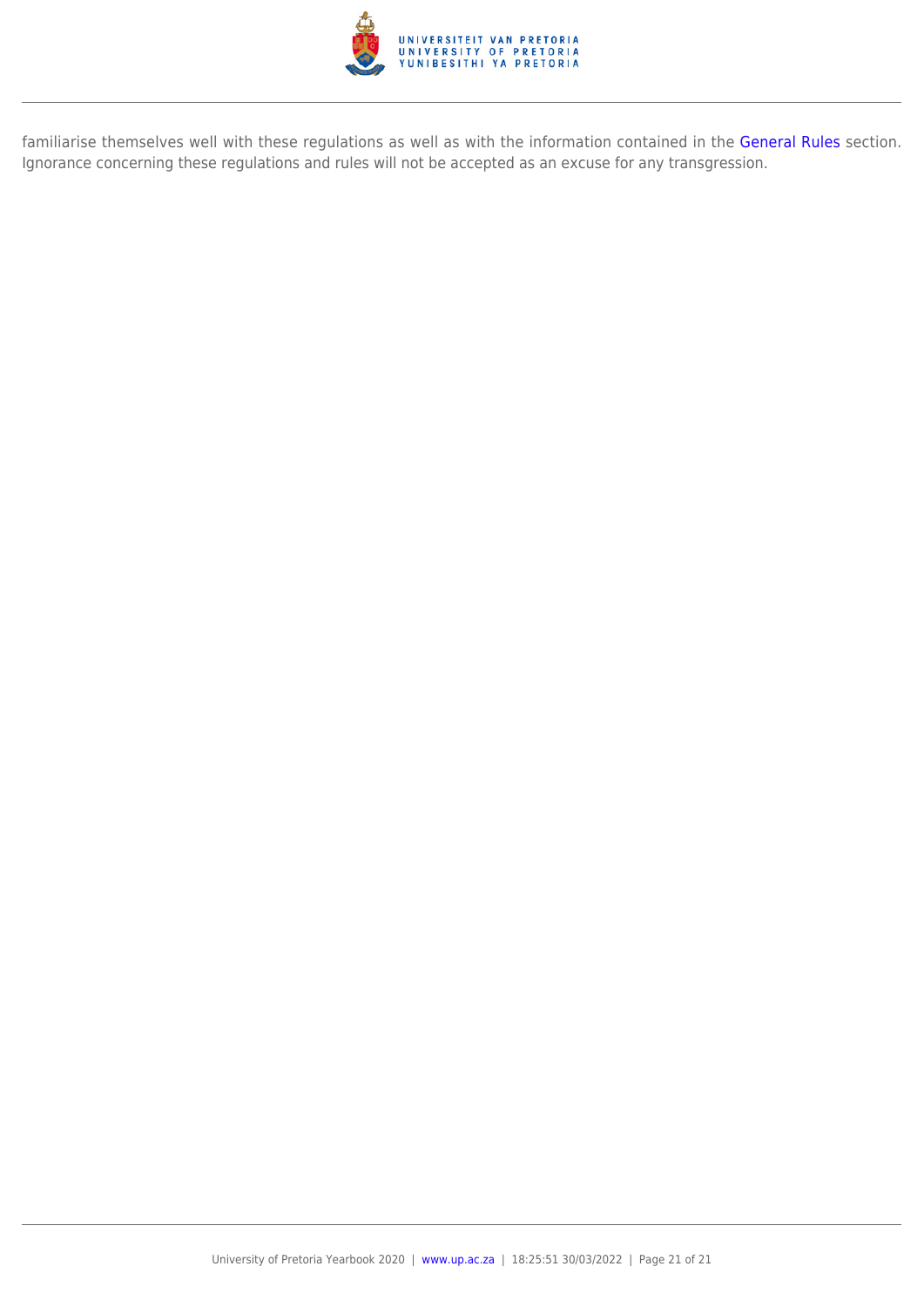familiarise themselves well with these regulations as well as with the information contained in the General Rules section. Ignorance concerning these regulations and rules will not be accepted as an excuse for any transgression.